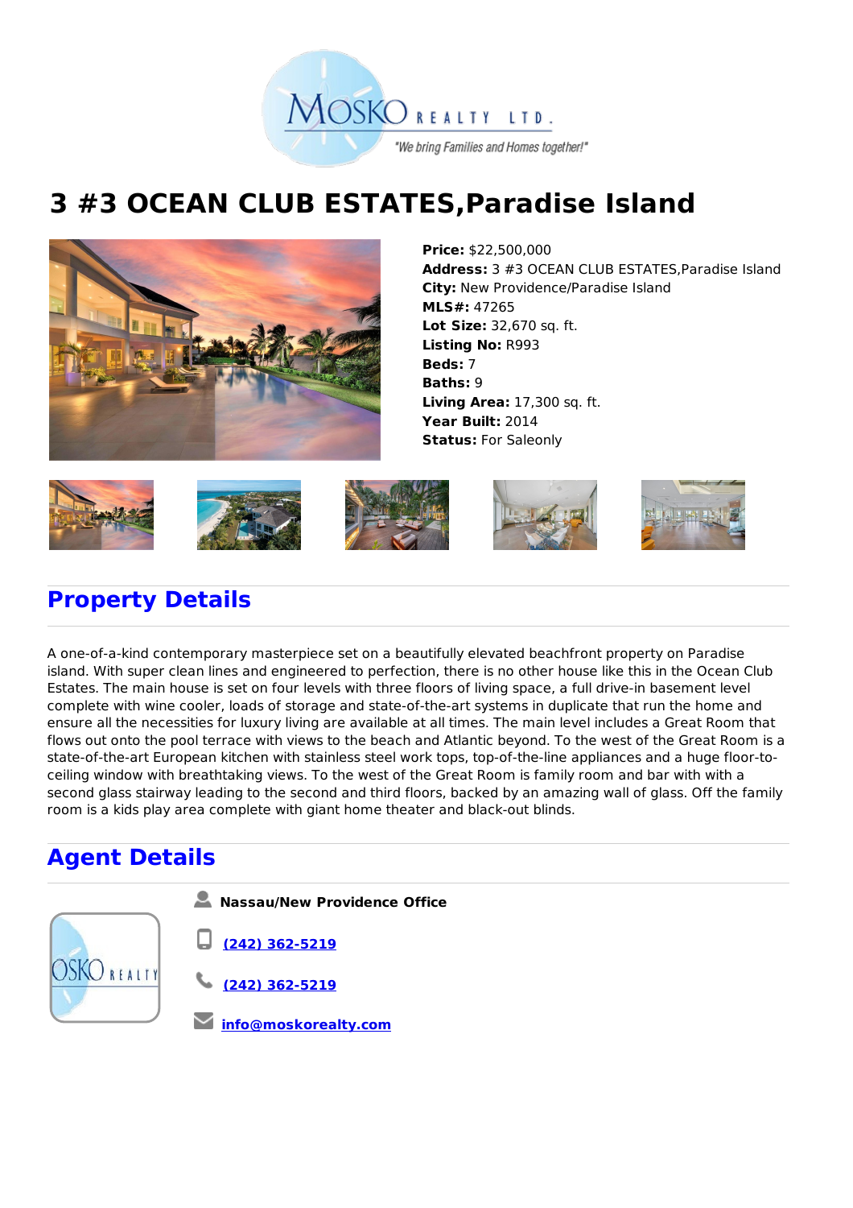"We bring Families and Homes together!"

# 3 #3 OCEAN CLUB ESTATES,Paradise Island

**Price:** $22,500,000
**Address:** 3 #3 OCEAN CLUB ESTATES,Paradise Island
**City:** New Providence/Paradise Island
**MLS#:** 47265
**Lot Size:** 32,670 sq. ft.
**Listing No:** R993
**Beds:** 7
**Baths:** 9
**Living Area:** 17,300 sq. ft.
**Year Built:** 2014
**Status:** For Saleonly

## Property Details

A one-of-a-kind contemporary masterpiece set on a beautifully elevated beachfront property on Paradise island. With super clean lines and engineered to perfection, there is no other house like this in the Ocean Club Estates. The main house is set on four levels with three floors of living space, a full drive-in basement level complete with wine cooler, loads of storage and state-of-the-art systems in duplicate that run the home and ensure all the necessities for luxury living are available at all times. The main level includes a Great Room that flows out onto the pool terrace with views to the beach and Atlantic beyond. To the west of the Great Room is a state-of-the-art European kitchen with stainless steel work tops, top-of-the-line appliances and a huge floor-to-ceiling window with breathtaking views. To the west of the Great Room is family room and bar with with a second glass stairway leading to the second and third floors, backed by an amazing wall of glass. Off the family room is a kids play area complete with giant home theater and black-out blinds.

## Agent Details

**Nassau/New Providence Office**

[(242) 362-5219](tel:2423625219)

[(242) 362-5219](tel:2423625219)

[info@moskorealty.com](mailto:info@moskorealty.com)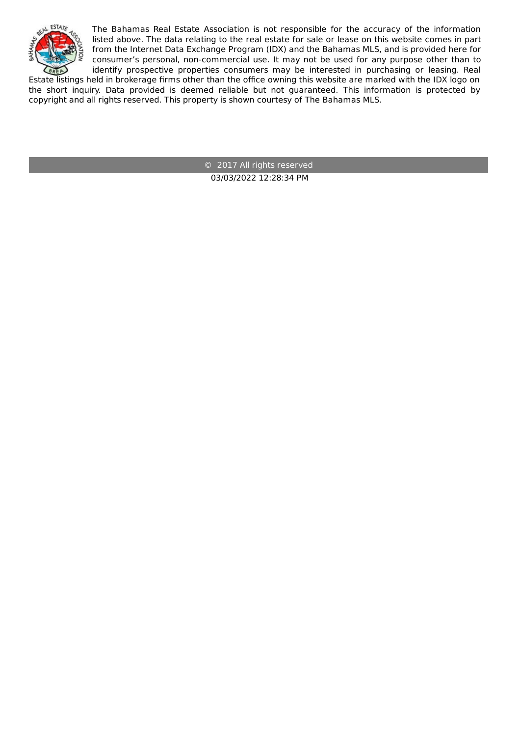The Bahamas Real Estate Association is not responsible for the accuracy of the information listed above. The data relating to the real estate for sale or lease on this website comes in part from the Internet Data Exchange Program (IDX) and the Bahamas MLS, and is provided here for consumer's personal, non-commercial use. It may not be used for any purpose other than to identify prospective properties consumers may be interested in purchasing or leasing. Real Estate listings held in brokerage firms other than the office owning this website are marked with the IDX logo on the short inquiry. Data provided is deemed reliable but not guaranteed. This information is protected by copyright and all rights reserved. This property is shown courtesy of The Bahamas MLS.

© 2017 All rights reserved

03/03/2022 12:28:34 PM